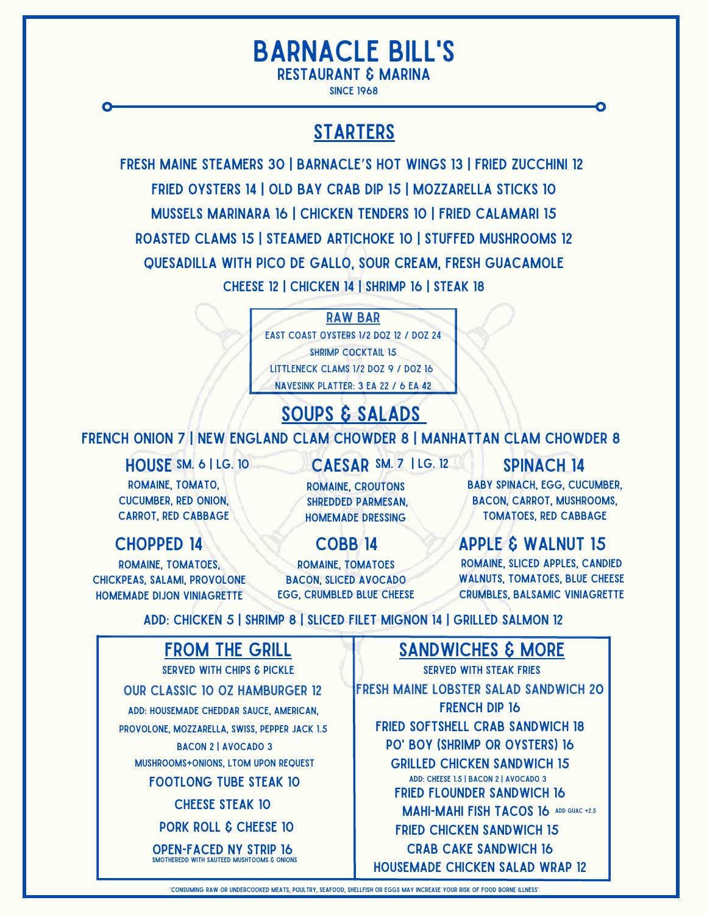# BARNACLE BILL'S

## RESTAURANT & MARINA

SINCE 1968

## STARTERS

FRESH MAINE STEAMERS 30 | BARNACLE'S HOT WINGS 13 | FRIED ZUCCHINI 12

FRIED OYSTERS 14 | OLD BAY CRAB DIP 15 | MOZZARELLA STICKS 10

MUSSELS MARINARA 16 | CHICKEN TENDERS 10 | FRIED CALAMARI 15

ROASTED CLAMS 15 | STEAMED ARTICHOKE 10 | STUFFED MUSHROOMS 12

QUESADILLA WITH PICO DE GALLO, SOUR CREAM, FRESH GUACAMOLE

CHEESE 12 | CHICKEN 14 | SHRIMP 16 | STEAK 18

### RAW BAR

EAST COAST OYSTERS 1/2 DOZ 12 / DOZ 24

SHRIMP COCKTAIL 15

LITTLENECK CLAMS 1/2 DOZ 9 / DOZ 16

NAVESINK PLATTER: 3 EA 22 / 6 EA 42

## SOUPS & SALADS

FRENCH ONION 7 | NEW ENGLAND CLAM CHOWDER 8 | MANHATTAN CLAM CHOWDER 8

### HOUSE SM. 6 | LG. 10

ROMAINE, TOMATO, CUCUMBER, RED ONION, CARROT, RED CABBAGE

### CAESAR SM. 7 | LG. 12

ROMAINE, CROUTONS SHREDDED PARMESAN, HOMEMADE DRESSING

### SPINACH 14

BABY SPINACH, EGG, CUCUMBER, BACON, CARROT, MUSHROOMS, TOMATOES, RED CABBAGE

### CHOPPED 14

ROMAINE, TOMATOES, CHICKPEAS, SALAMI, PROVOLONE HOMEMADE DIJON VINIAGRETTE

### COBB 14

ROMAINE, TOMATOES BACON, SLICED AVOCADO EGG, CRUMBLED BLUE CHEESE

### APPLE & WALNUT 15

ROMAINE, SLICED APPLES, CANDIED WALNUTS, TOMATOES, BLUE CHEESE CRUMBLES, BALSAMIC VINIAGRETTE

ADD: CHICKEN 5 | SHRIMP 8 | SLICED FILET MIGNON 14 | GRILLED SALMON 12

## FROM THE GRILL

SERVED WITH CHIPS & PICKLE

OUR CLASSIC 10 OZ HAMBURGER 12

ADD: HOUSEMADE CHEDDAR SAUCE, AMERICAN, PROVOLONE, MOZZARELLA, SWISS, PEPPER JACK 1.5

BACON 2 | AVOCADO 3

MUSHROOMS+ONIONS, LTOM UPON REQUEST

FOOTLONG TUBE STEAK 10

CHEESE STEAK 10

PORK ROLL & CHEESE 10

OPEN-FACED NY STRIP 16

SMOTHEREDD WITH SAUTEED MUSHTOOMS & ONIONS

## SANDWICHES & MORE

SERVED WITH STEAK FRIES

FRESH MAINE LOBSTER SALAD SANDWICH 20

FRENCH DIP 16

FRIED SOFTSHELL CRAB SANDWICH 18

PO' BOY (SHRIMP OR OYSTERS) 16

GRILLED CHICKEN SANDWICH 15

ADD: CHEESE 1.5 | BACON 2 | AVOCADO 3

FRIED FLOUNDER SANDWICH 16

MAHI-MAHI FISH TACOS 16 ADD GUAC +2.5

FRIED CHICKEN SANDWICH 15

CRAB CAKE SANDWICH 16

HOUSEMADE CHICKEN SALAD WRAP 12

*CONSUMING RAW OR UNDERCOOKED MEATS, POULTRY, SEAFOOD, SHELLFISH OR EGGS MAY INCREASE YOUR RISK OF FOOD BORNE ILLNESS*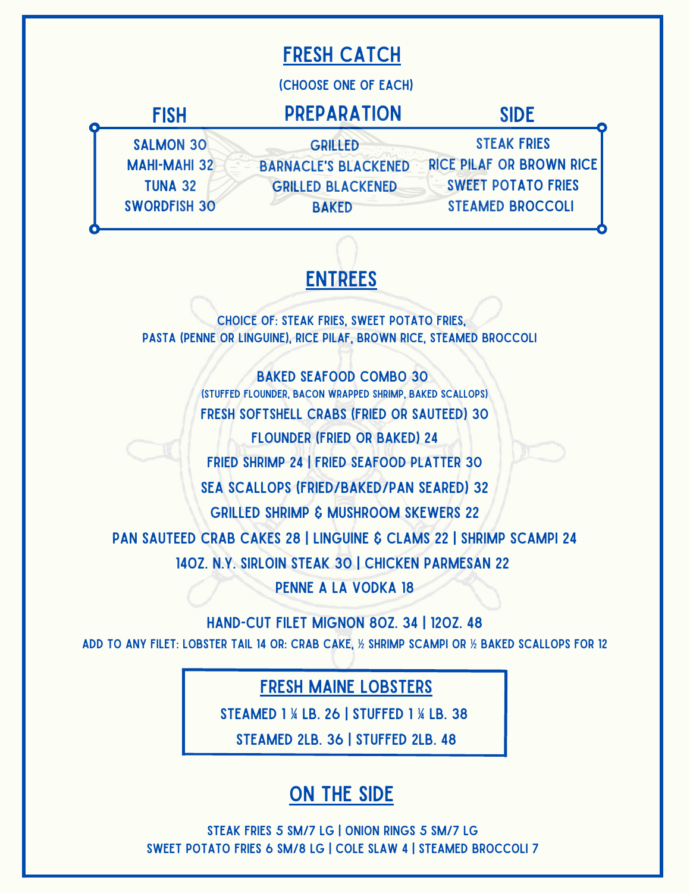## FRESH CATCH

(CHOOSE ONE OF EACH)

| FISH | PREPARATION | SIDE |
|---|---|---|
| SALMON 30 | GRILLED | STEAK FRIES |
| MAHI-MAHI 32 | BARNACLE'S BLACKENED | RICE PILAF OR BROWN RICE |
| TUNA 32 | GRILLED BLACKENED | SWEET POTATO FRIES |
| SWORDFISH 30 | BAKED | STEAMED BROCCOLI |

## ENTREES

CHOICE OF: STEAK FRIES, SWEET POTATO FRIES,
PASTA (PENNE OR LINGUINE), RICE PILAF, BROWN RICE, STEAMED BROCCOLI

BAKED SEAFOOD COMBO 30
(STUFFED FLOUNDER, BACON WRAPPED SHRIMP, BAKED SCALLOPS)

FRESH SOFTSHELL CRABS (FRIED OR SAUTEED) 30

FLOUNDER (FRIED OR BAKED) 24

FRIED SHRIMP 24 | FRIED SEAFOOD PLATTER 30

SEA SCALLOPS (FRIED/BAKED/PAN SEARED) 32

GRILLED SHRIMP & MUSHROOM SKEWERS 22

PAN SAUTEED CRAB CAKES 28 | LINGUINE & CLAMS 22 | SHRIMP SCAMPI 24

14OZ. N.Y. SIRLOIN STEAK 30 | CHICKEN PARMESAN 22

PENNE A LA VODKA 18

HAND-CUT FILET MIGNON 8OZ. 34 | 12OZ. 48

ADD TO ANY FILET: LOBSTER TAIL 14 OR: CRAB CAKE, ½ SHRIMP SCAMPI OR ½ BAKED SCALLOPS FOR 12

### FRESH MAINE LOBSTERS

STEAMED 1 ¼ LB. 26 | STUFFED 1 ¼ LB. 38

STEAMED 2LB. 36 | STUFFED 2LB. 48

## ON THE SIDE

STEAK FRIES 5 SM/7 LG | ONION RINGS 5 SM/7 LG
SWEET POTATO FRIES 6 SM/8 LG | COLE SLAW 4 | STEAMED BROCCOLI 7